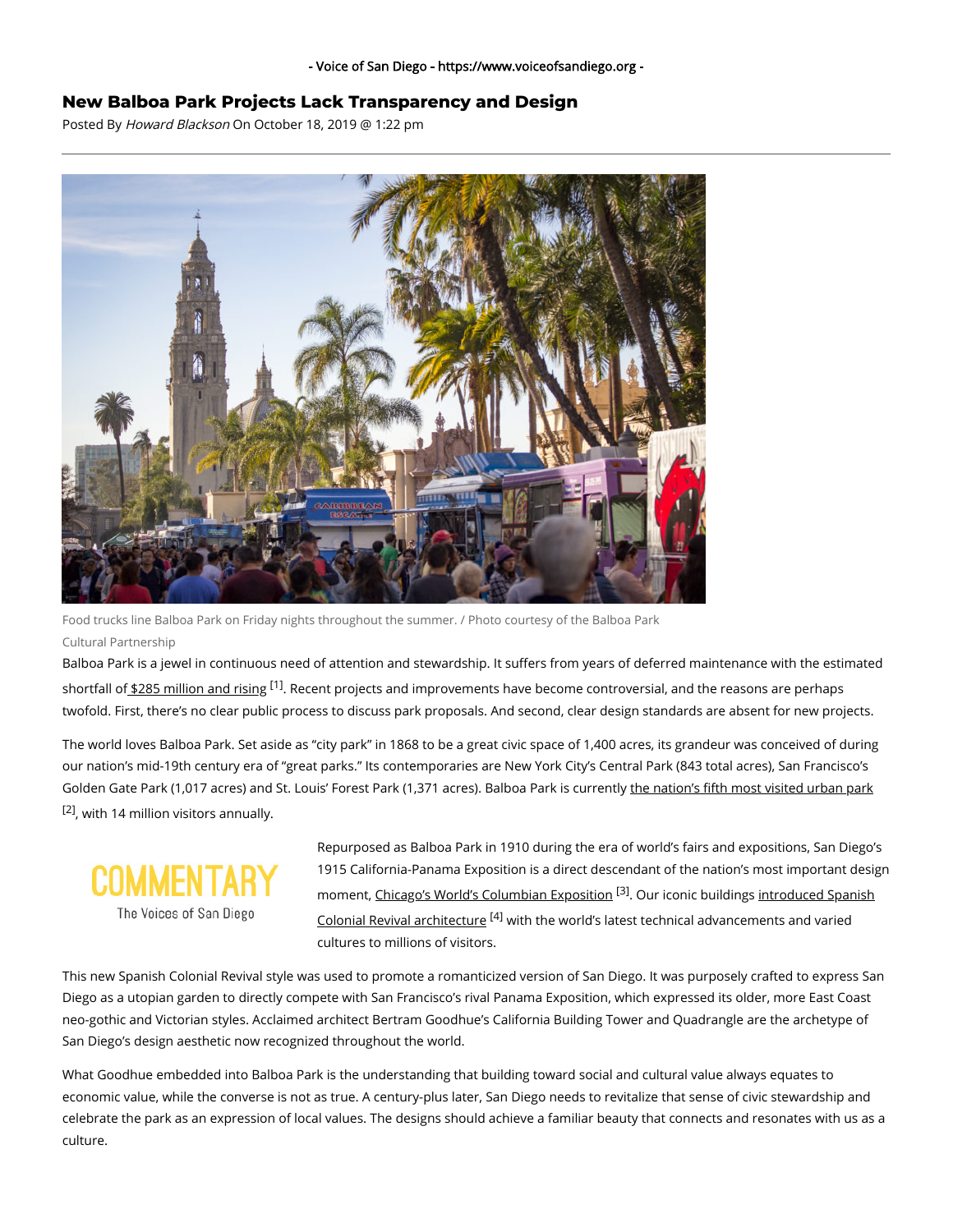# New Balboa Park Projects Lack Transparency and Design

Posted By *Howard Blackson* On October 18, 2019 @ 1:22 pm

Food trucks line Balboa Park on Friday nights throughout the summer. / Photo courtesy of the Balboa Park Cultural Partnership

Balboa Park is a jewel in continuous need of attention and stewardship. It suffers from years of deferred maintenance with the estimated shortfall of $285 million and rising [1]. Recent projects and improvements have become controversial, and the reasons are perhaps twofold. First, there's no clear public process to discuss park proposals. And second, clear design standards are absent for new projects.

The world loves Balboa Park. Set aside as "city park" in 1868 to be a great civic space of 1,400 acres, its grandeur was conceived of during our nation's mid-19th century era of "great parks." Its contemporaries are New York City's Central Park (843 total acres), San Francisco's Golden Gate Park (1,017 acres) and St. Louis' Forest Park (1,371 acres). Balboa Park is currently the nation's fifth most visited urban park [2], with 14 million visitors annually.

COMMENTARY
The Voices of San Diego

Repurposed as Balboa Park in 1910 during the era of world's fairs and expositions, San Diego's 1915 California-Panama Exposition is a direct descendant of the nation's most important design moment, Chicago's World's Columbian Exposition [3]. Our iconic buildings introduced Spanish Colonial Revival architecture [4] with the world's latest technical advancements and varied cultures to millions of visitors.

This new Spanish Colonial Revival style was used to promote a romanticized version of San Diego. It was purposely crafted to express San Diego as a utopian garden to directly compete with San Francisco's rival Panama Exposition, which expressed its older, more East Coast neo-gothic and Victorian styles. Acclaimed architect Bertram Goodhue's California Building Tower and Quadrangle are the archetype of San Diego's design aesthetic now recognized throughout the world.

What Goodhue embedded into Balboa Park is the understanding that building toward social and cultural value always equates to economic value, while the converse is not as true. A century-plus later, San Diego needs to revitalize that sense of civic stewardship and celebrate the park as an expression of local values. The designs should achieve a familiar beauty that connects and resonates with us as a culture.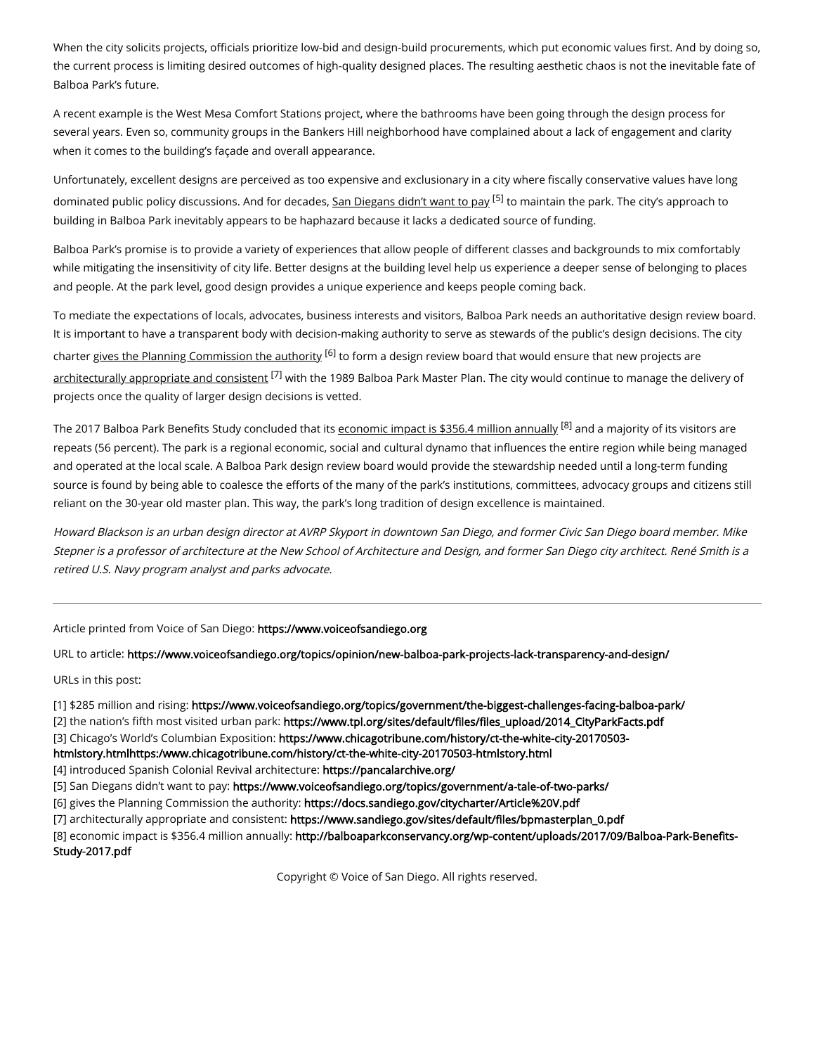When the city solicits projects, officials prioritize low-bid and design-build procurements, which put economic values first. And by doing so, the current process is limiting desired outcomes of high-quality designed places. The resulting aesthetic chaos is not the inevitable fate of Balboa Park's future.

A recent example is the West Mesa Comfort Stations project, where the bathrooms have been going through the design process for several years. Even so, community groups in the Bankers Hill neighborhood have complained about a lack of engagement and clarity when it comes to the building's façade and overall appearance.

Unfortunately, excellent designs are perceived as too expensive and exclusionary in a city where fiscally conservative values have long dominated public policy discussions. And for decades, San Diegans didn't want to pay [5] to maintain the park. The city's approach to building in Balboa Park inevitably appears to be haphazard because it lacks a dedicated source of funding.

Balboa Park's promise is to provide a variety of experiences that allow people of different classes and backgrounds to mix comfortably while mitigating the insensitivity of city life. Better designs at the building level help us experience a deeper sense of belonging to places and people. At the park level, good design provides a unique experience and keeps people coming back.

To mediate the expectations of locals, advocates, business interests and visitors, Balboa Park needs an authoritative design review board. It is important to have a transparent body with decision-making authority to serve as stewards of the public's design decisions. The city charter gives the Planning Commission the authority [6] to form a design review board that would ensure that new projects are architecturally appropriate and consistent [7] with the 1989 Balboa Park Master Plan. The city would continue to manage the delivery of projects once the quality of larger design decisions is vetted.

The 2017 Balboa Park Benefits Study concluded that its economic impact is $356.4 million annually [8] and a majority of its visitors are repeats (56 percent). The park is a regional economic, social and cultural dynamo that influences the entire region while being managed and operated at the local scale. A Balboa Park design review board would provide the stewardship needed until a long-term funding source is found by being able to coalesce the efforts of the many of the park's institutions, committees, advocacy groups and citizens still reliant on the 30-year old master plan. This way, the park's long tradition of design excellence is maintained.

*Howard Blackson is an urban design director at AVRP Skyport in downtown San Diego, and former Civic San Diego board member. Mike Stepner is a professor of architecture at the New School of Architecture and Design, and former San Diego city architect. René Smith is a retired U.S. Navy program analyst and parks advocate.*

---

Article printed from Voice of San Diego: **https://www.voiceofsandiego.org**

URL to article: **https://www.voiceofsandiego.org/topics/opinion/new-balboa-park-projects-lack-transparency-and-design/**

URLs in this post:

[1] $285 million and rising: **https://www.voiceofsandiego.org/topics/government/the-biggest-challenges-facing-balboa-park/**
[2] the nation's fifth most visited urban park: **https://www.tpl.org/sites/default/files/files_upload/2014_CityParkFacts.pdf**
[3] Chicago's World's Columbian Exposition: **https://www.chicagotribune.com/history/ct-the-white-city-20170503-htmlstory.htmlhttps:/www.chicagotribune.com/history/ct-the-white-city-20170503-htmlstory.html**
[4] introduced Spanish Colonial Revival architecture: **https://pancalarchive.org/**
[5] San Diegans didn't want to pay: **https://www.voiceofsandiego.org/topics/government/a-tale-of-two-parks/**
[6] gives the Planning Commission the authority: **https://docs.sandiego.gov/citycharter/Article%20V.pdf**
[7] architecturally appropriate and consistent: **https://www.sandiego.gov/sites/default/files/bpmasterplan_0.pdf**
[8] economic impact is $356.4 million annually: **http://balboaparkconservancy.org/wp-content/uploads/2017/09/Balboa-Park-Benefits-Study-2017.pdf**

Copyright © Voice of San Diego. All rights reserved.